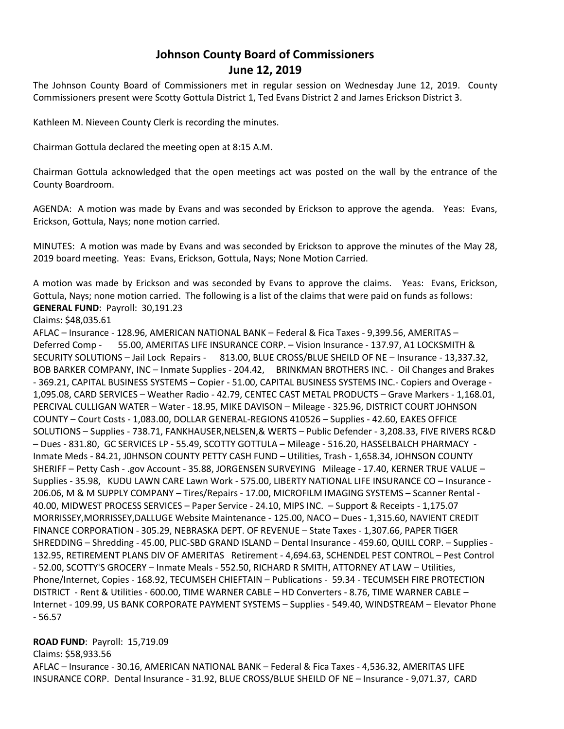# Johnson County Board of Commissioners
## June 12, 2019

The Johnson County Board of Commissioners met in regular session on Wednesday June 12, 2019. County Commissioners present were Scotty Gottula District 1, Ted Evans District 2 and James Erickson District 3.

Kathleen M. Nieveen County Clerk is recording the minutes.

Chairman Gottula declared the meeting open at 8:15 A.M.

Chairman Gottula acknowledged that the open meetings act was posted on the wall by the entrance of the County Boardroom.

AGENDA: A motion was made by Evans and was seconded by Erickson to approve the agenda. Yeas: Evans, Erickson, Gottula, Nays; none motion carried.

MINUTES: A motion was made by Evans and was seconded by Erickson to approve the minutes of the May 28, 2019 board meeting. Yeas: Evans, Erickson, Gottula, Nays; None Motion Carried.

A motion was made by Erickson and was seconded by Evans to approve the claims. Yeas: Evans, Erickson, Gottula, Nays; none motion carried. The following is a list of the claims that were paid on funds as follows:
**GENERAL FUND**: Payroll: 30,191.23
Claims: $48,035.61
AFLAC – Insurance - 128.96, AMERICAN NATIONAL BANK – Federal & Fica Taxes - 9,399.56, AMERITAS – Deferred Comp - 55.00, AMERITAS LIFE INSURANCE CORP. – Vision Insurance - 137.97, A1 LOCKSMITH & SECURITY SOLUTIONS – Jail Lock Repairs - 813.00, BLUE CROSS/BLUE SHEILD OF NE – Insurance - 13,337.32, BOB BARKER COMPANY, INC – Inmate Supplies - 204.42, BRINKMAN BROTHERS INC. - Oil Changes and Brakes - 369.21, CAPITAL BUSINESS SYSTEMS – Copier - 51.00, CAPITAL BUSINESS SYSTEMS INC.- Copiers and Overage - 1,095.08, CARD SERVICES – Weather Radio - 42.79, CENTEC CAST METAL PRODUCTS – Grave Markers - 1,168.01, PERCIVAL CULLIGAN WATER – Water - 18.95, MIKE DAVISON – Mileage - 325.96, DISTRICT COURT JOHNSON COUNTY – Court Costs - 1,083.00, DOLLAR GENERAL-REGIONS 410526 – Supplies - 42.60, EAKES OFFICE SOLUTIONS – Supplies - 738.71, FANKHAUSER,NELSEN,& WERTS – Public Defender - 3,208.33, FIVE RIVERS RC&D – Dues - 831.80, GC SERVICES LP - 55.49, SCOTTY GOTTULA – Mileage - 516.20, HASSELBALCH PHARMACY - Inmate Meds - 84.21, J0HNSON COUNTY PETTY CASH FUND – Utilities, Trash - 1,658.34, JOHNSON COUNTY SHERIFF – Petty Cash - .gov Account - 35.88, JORGENSEN SURVEYING Mileage - 17.40, KERNER TRUE VALUE – Supplies - 35.98, KUDU LAWN CARE Lawn Work - 575.00, LIBERTY NATIONAL LIFE INSURANCE CO – Insurance - 206.06, M & M SUPPLY COMPANY – Tires/Repairs - 17.00, MICROFILM IMAGING SYSTEMS – Scanner Rental - 40.00, MIDWEST PROCESS SERVICES – Paper Service - 24.10, MIPS INC. – Support & Receipts - 1,175.07 MORRISSEY,MORRISSEY,DALLUGE Website Maintenance - 125.00, NACO – Dues - 1,315.60, NAVIENT CREDIT FINANCE CORPORATION - 305.29, NEBRASKA DEPT. OF REVENUE – State Taxes - 1,307.66, PAPER TIGER SHREDDING – Shredding - 45.00, PLIC-SBD GRAND ISLAND – Dental Insurance - 459.60, QUILL CORP. – Supplies - 132.95, RETIREMENT PLANS DIV OF AMERITAS Retirement - 4,694.63, SCHENDEL PEST CONTROL – Pest Control - 52.00, SCOTTY'S GROCERY – Inmate Meals - 552.50, RICHARD R SMITH, ATTORNEY AT LAW – Utilities, Phone/Internet, Copies - 168.92, TECUMSEH CHIEFTAIN – Publications - 59.34 - TECUMSEH FIRE PROTECTION DISTRICT - Rent & Utilities - 600.00, TIME WARNER CABLE – HD Converters - 8.76, TIME WARNER CABLE – Internet - 109.99, US BANK CORPORATE PAYMENT SYSTEMS – Supplies - 549.40, WINDSTREAM – Elevator Phone - 56.57

**ROAD FUND**: Payroll: 15,719.09
Claims: $58,933.56
AFLAC – Insurance - 30.16, AMERICAN NATIONAL BANK – Federal & Fica Taxes - 4,536.32, AMERITAS LIFE INSURANCE CORP. Dental Insurance - 31.92, BLUE CROSS/BLUE SHEILD OF NE – Insurance - 9,071.37, CARD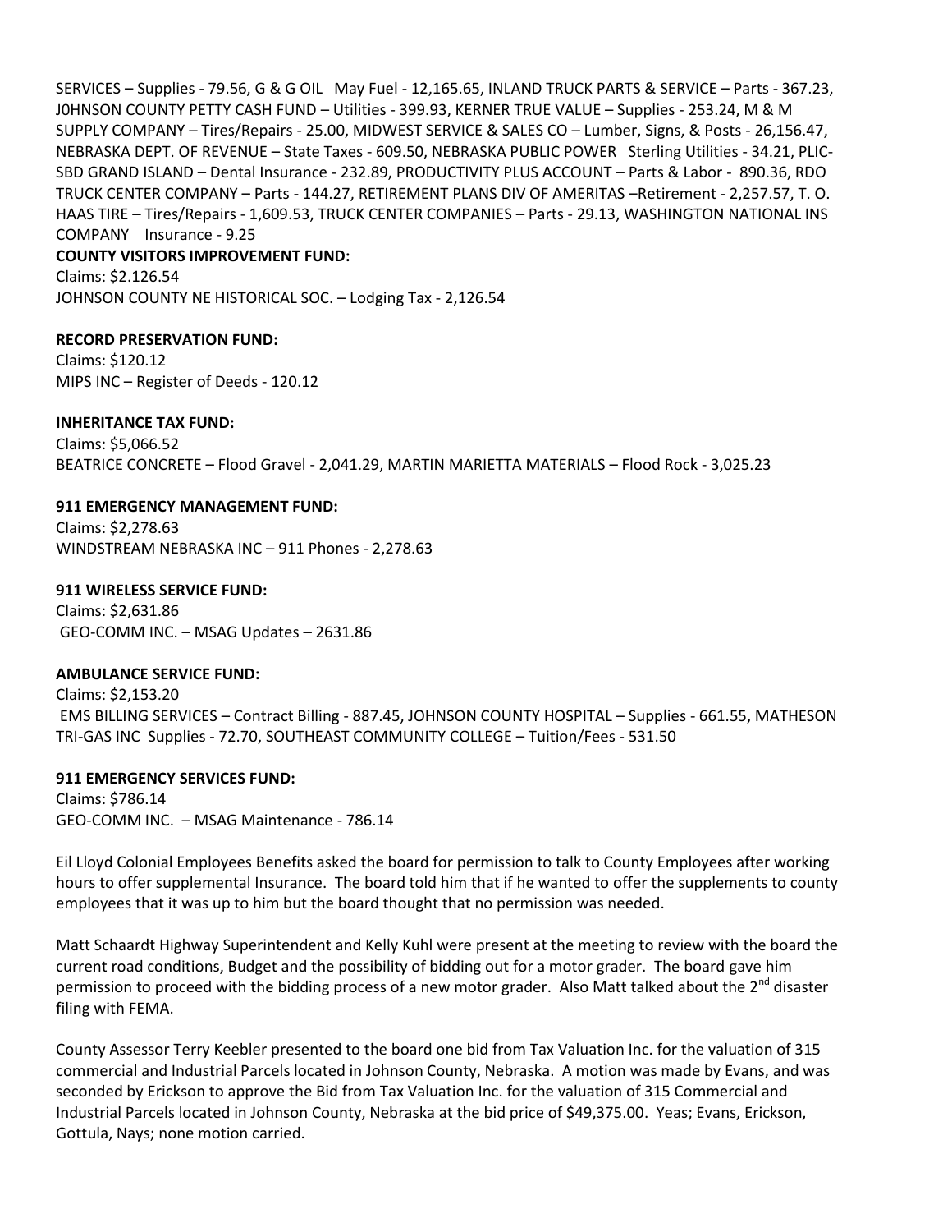SERVICES – Supplies - 79.56, G & G OIL   May Fuel - 12,165.65, INLAND TRUCK PARTS & SERVICE – Parts - 367.23, J0HNSON COUNTY PETTY CASH FUND – Utilities - 399.93, KERNER TRUE VALUE – Supplies - 253.24, M & M SUPPLY COMPANY – Tires/Repairs - 25.00, MIDWEST SERVICE & SALES CO – Lumber, Signs, & Posts - 26,156.47, NEBRASKA DEPT. OF REVENUE – State Taxes - 609.50, NEBRASKA PUBLIC POWER   Sterling Utilities - 34.21, PLIC-SBD GRAND ISLAND – Dental Insurance - 232.89, PRODUCTIVITY PLUS ACCOUNT – Parts & Labor - 890.36, RDO TRUCK CENTER COMPANY – Parts - 144.27, RETIREMENT PLANS DIV OF AMERITAS –Retirement - 2,257.57, T. O. HAAS TIRE – Tires/Repairs - 1,609.53, TRUCK CENTER COMPANIES – Parts - 29.13, WASHINGTON NATIONAL INS COMPANY   Insurance - 9.25

**COUNTY VISITORS IMPROVEMENT FUND:**

Claims: $2.126.54

JOHNSON COUNTY NE HISTORICAL SOC. – Lodging Tax - 2,126.54

**RECORD PRESERVATION FUND:**

Claims: $120.12

MIPS INC – Register of Deeds - 120.12

**INHERITANCE TAX FUND:**

Claims: $5,066.52

BEATRICE CONCRETE – Flood Gravel - 2,041.29, MARTIN MARIETTA MATERIALS – Flood Rock - 3,025.23

**911 EMERGENCY MANAGEMENT FUND:**

Claims: $2,278.63

WINDSTREAM NEBRASKA INC – 911 Phones - 2,278.63

**911 WIRELESS SERVICE FUND:**

Claims: $2,631.86

GEO-COMM INC. – MSAG Updates – 2631.86

**AMBULANCE SERVICE FUND:**

Claims: $2,153.20

EMS BILLING SERVICES – Contract Billing - 887.45, JOHNSON COUNTY HOSPITAL – Supplies - 661.55, MATHESON TRI-GAS INC  Supplies - 72.70, SOUTHEAST COMMUNITY COLLEGE – Tuition/Fees - 531.50

**911 EMERGENCY SERVICES FUND:**

Claims: $786.14

GEO-COMM INC.  – MSAG Maintenance - 786.14

Eil Lloyd Colonial Employees Benefits asked the board for permission to talk to County Employees after working hours to offer supplemental Insurance. The board told him that if he wanted to offer the supplements to county employees that it was up to him but the board thought that no permission was needed.

Matt Schaardt Highway Superintendent and Kelly Kuhl were present at the meeting to review with the board the current road conditions, Budget and the possibility of bidding out for a motor grader. The board gave him permission to proceed with the bidding process of a new motor grader. Also Matt talked about the 2nd disaster filing with FEMA.

County Assessor Terry Keebler presented to the board one bid from Tax Valuation Inc. for the valuation of 315 commercial and Industrial Parcels located in Johnson County, Nebraska. A motion was made by Evans, and was seconded by Erickson to approve the Bid from Tax Valuation Inc. for the valuation of 315 Commercial and Industrial Parcels located in Johnson County, Nebraska at the bid price of $49,375.00. Yeas; Evans, Erickson, Gottula, Nays; none motion carried.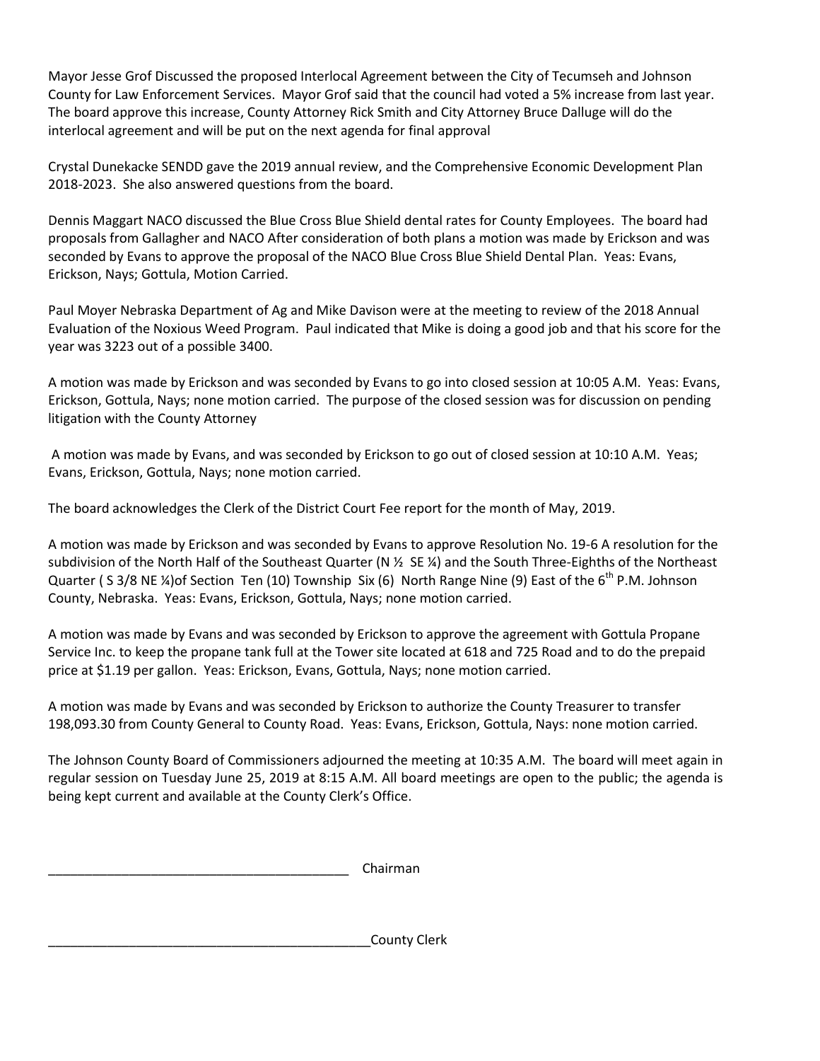Mayor Jesse Grof Discussed the proposed Interlocal Agreement between the City of Tecumseh and Johnson County for Law Enforcement Services. Mayor Grof said that the council had voted a 5% increase from last year. The board approve this increase, County Attorney Rick Smith and City Attorney Bruce Dalluge will do the interlocal agreement and will be put on the next agenda for final approval

Crystal Dunekacke SENDD gave the 2019 annual review, and the Comprehensive Economic Development Plan 2018-2023. She also answered questions from the board.

Dennis Maggart NACO discussed the Blue Cross Blue Shield dental rates for County Employees. The board had proposals from Gallagher and NACO After consideration of both plans a motion was made by Erickson and was seconded by Evans to approve the proposal of the NACO Blue Cross Blue Shield Dental Plan. Yeas: Evans, Erickson, Nays; Gottula, Motion Carried.

Paul Moyer Nebraska Department of Ag and Mike Davison were at the meeting to review of the 2018 Annual Evaluation of the Noxious Weed Program. Paul indicated that Mike is doing a good job and that his score for the year was 3223 out of a possible 3400.

A motion was made by Erickson and was seconded by Evans to go into closed session at 10:05 A.M. Yeas: Evans, Erickson, Gottula, Nays; none motion carried. The purpose of the closed session was for discussion on pending litigation with the County Attorney

A motion was made by Evans, and was seconded by Erickson to go out of closed session at 10:10 A.M. Yeas; Evans, Erickson, Gottula, Nays; none motion carried.

The board acknowledges the Clerk of the District Court Fee report for the month of May, 2019.

A motion was made by Erickson and was seconded by Evans to approve Resolution No. 19-6 A resolution for the subdivision of the North Half of the Southeast Quarter (N ½ SE ¼) and the South Three-Eighths of the Northeast Quarter ( S 3/8 NE ¼)of Section Ten (10) Township Six (6) North Range Nine (9) East of the 6th P.M. Johnson County, Nebraska. Yeas: Evans, Erickson, Gottula, Nays; none motion carried.

A motion was made by Evans and was seconded by Erickson to approve the agreement with Gottula Propane Service Inc. to keep the propane tank full at the Tower site located at 618 and 725 Road and to do the prepaid price at $1.19 per gallon. Yeas: Erickson, Evans, Gottula, Nays; none motion carried.

A motion was made by Evans and was seconded by Erickson to authorize the County Treasurer to transfer 198,093.30 from County General to County Road. Yeas: Evans, Erickson, Gottula, Nays: none motion carried.

The Johnson County Board of Commissioners adjourned the meeting at 10:35 A.M. The board will meet again in regular session on Tuesday June 25, 2019 at 8:15 A.M. All board meetings are open to the public; the agenda is being kept current and available at the County Clerk's Office.

\_\_\_\_\_\_\_\_\_\_\_\_\_\_\_\_\_\_\_\_\_\_\_\_\_\_\_\_\_\_\_\_\_\_\_\_\_\_\_\_\_\_ Chairman

\_\_\_\_\_\_\_\_\_\_\_\_\_\_\_\_\_\_\_\_\_\_\_\_\_\_\_\_\_\_\_\_\_\_\_\_\_\_\_\_\_\_\_\_\_County Clerk